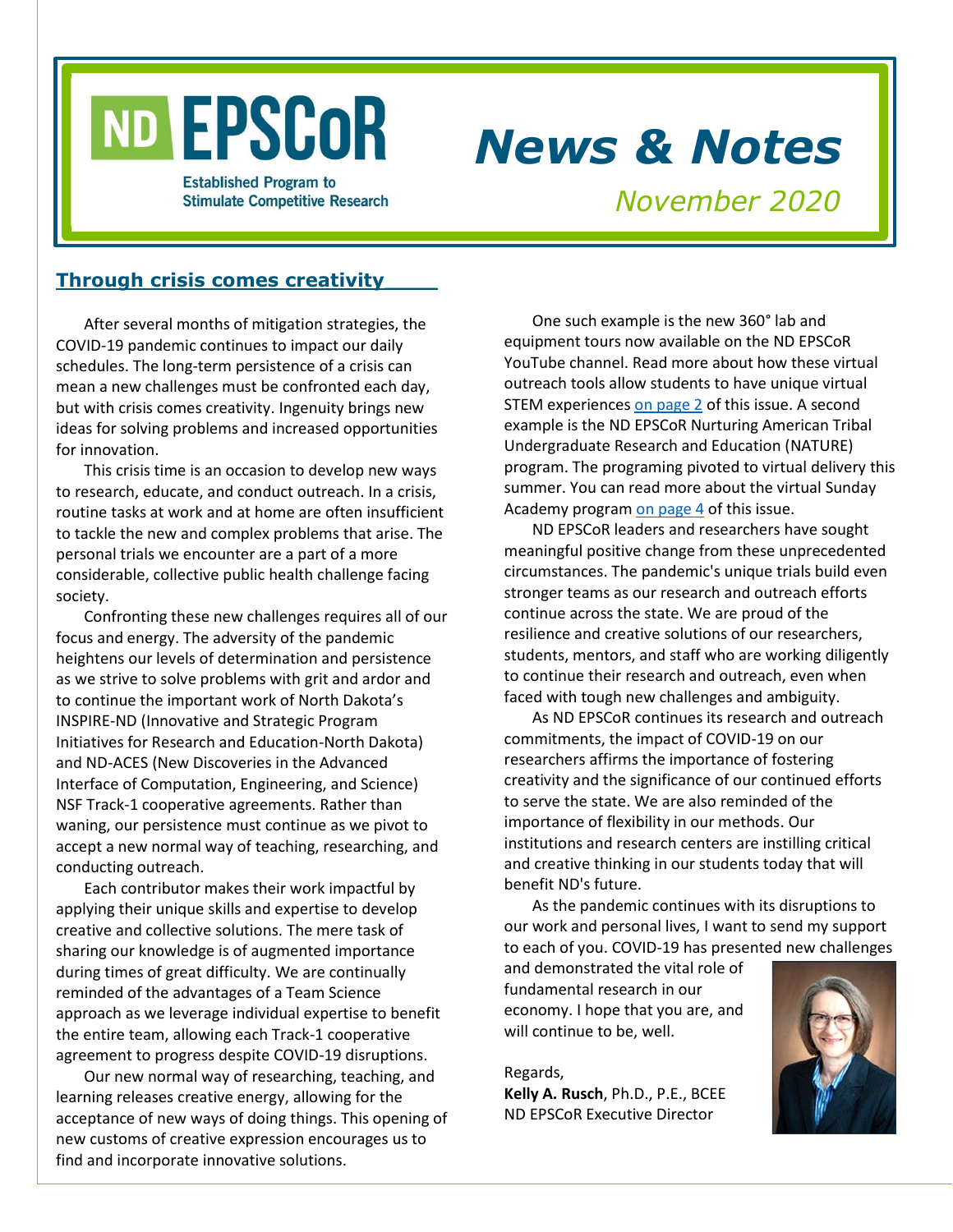# ND EPSCoR

Established Program to Stimulate Competitive Research

# News & Notes

*November 2020*

## Through crisis comes creativity

After several months of mitigation strategies, the COVID-19 pandemic continues to impact our daily schedules. The long-term persistence of a crisis can mean a new challenges must be confronted each day, but with crisis comes creativity. Ingenuity brings new ideas for solving problems and increased opportunities for innovation.

This crisis time is an occasion to develop new ways to research, educate, and conduct outreach. In a crisis, routine tasks at work and at home are often insufficient to tackle the new and complex problems that arise. The personal trials we encounter are a part of a more considerable, collective public health challenge facing society.

Confronting these new challenges requires all of our focus and energy. The adversity of the pandemic heightens our levels of determination and persistence as we strive to solve problems with grit and ardor and to continue the important work of North Dakota's INSPIRE-ND (Innovative and Strategic Program Initiatives for Research and Education-North Dakota) and ND-ACES (New Discoveries in the Advanced Interface of Computation, Engineering, and Science) NSF Track-1 cooperative agreements. Rather than waning, our persistence must continue as we pivot to accept a new normal way of teaching, researching, and conducting outreach.

Each contributor makes their work impactful by applying their unique skills and expertise to develop creative and collective solutions. The mere task of sharing our knowledge is of augmented importance during times of great difficulty. We are continually reminded of the advantages of a Team Science approach as we leverage individual expertise to benefit the entire team, allowing each Track-1 cooperative agreement to progress despite COVID-19 disruptions.

Our new normal way of researching, teaching, and learning releases creative energy, allowing for the acceptance of new ways of doing things. This opening of new customs of creative expression encourages us to find and incorporate innovative solutions.

One such example is the new 360° lab and equipment tours now available on the ND EPSCoR YouTube channel. Read more about how these virtual outreach tools allow students to have unique virtual STEM experiences on page 2 of this issue. A second example is the ND EPSCoR Nurturing American Tribal Undergraduate Research and Education (NATURE) program. The programing pivoted to virtual delivery this summer. You can read more about the virtual Sunday Academy program on page 4 of this issue.

ND EPSCoR leaders and researchers have sought meaningful positive change from these unprecedented circumstances. The pandemic's unique trials build even stronger teams as our research and outreach efforts continue across the state. We are proud of the resilience and creative solutions of our researchers, students, mentors, and staff who are working diligently to continue their research and outreach, even when faced with tough new challenges and ambiguity.

As ND EPSCoR continues its research and outreach commitments, the impact of COVID-19 on our researchers affirms the importance of fostering creativity and the significance of our continued efforts to serve the state. We are also reminded of the importance of flexibility in our methods. Our institutions and research centers are instilling critical and creative thinking in our students today that will benefit ND's future.

As the pandemic continues with its disruptions to our work and personal lives, I want to send my support to each of you. COVID-19 has presented new challenges and demonstrated the vital role of fundamental research in our economy. I hope that you are, and will continue to be, well.

Regards,
**Kelly A. Rusch**, Ph.D., P.E., BCEE
ND EPSCoR Executive Director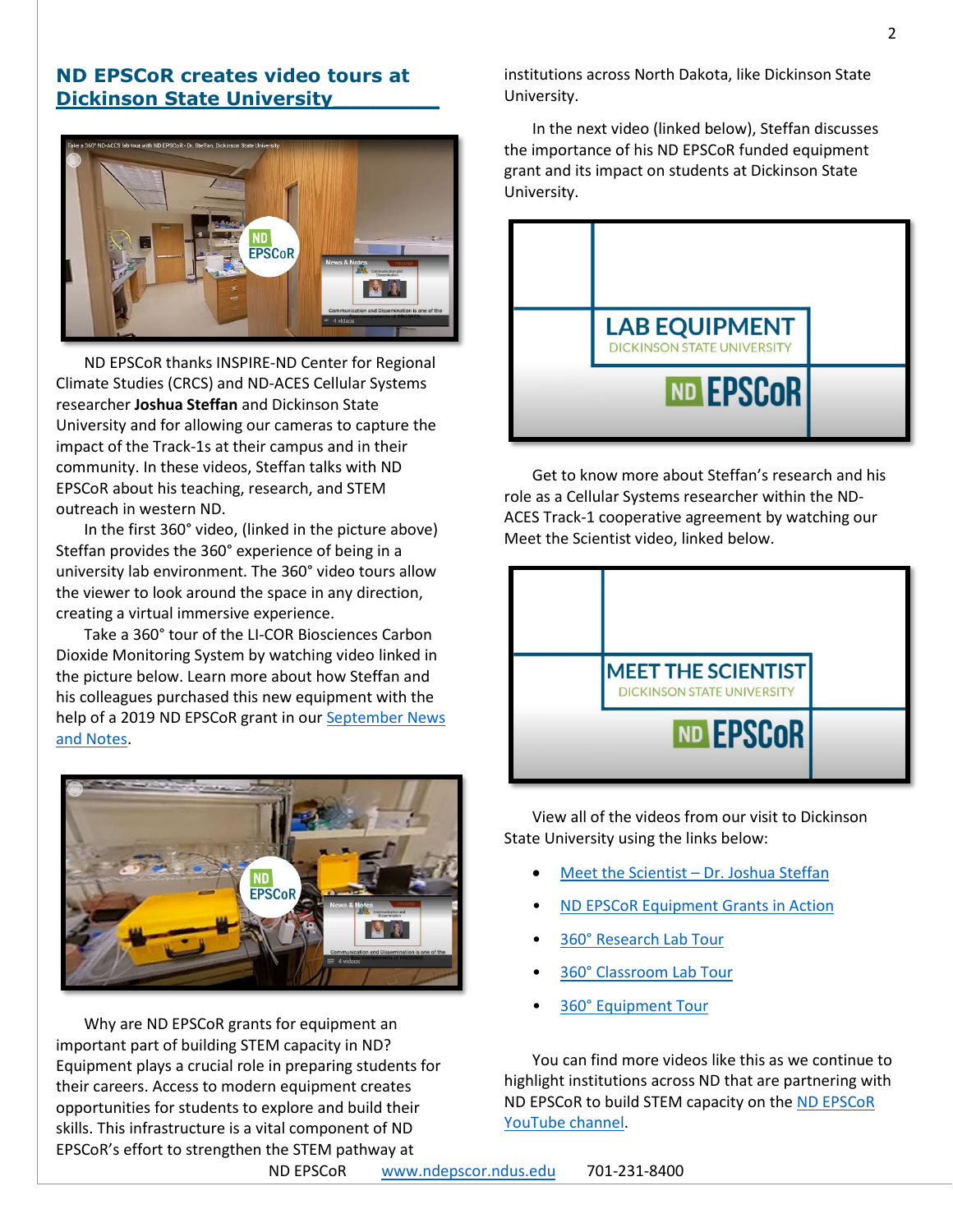## ND EPSCoR creates video tours at Dickinson State University

ND EPSCoR thanks INSPIRE-ND Center for Regional Climate Studies (CRCS) and ND-ACES Cellular Systems researcher **Joshua Steffan** and Dickinson State University and for allowing our cameras to capture the impact of the Track-1s at their campus and in their community. In these videos, Steffan talks with ND EPSCoR about his teaching, research, and STEM outreach in western ND.

In the first 360° video, (linked in the picture above) Steffan provides the 360° experience of being in a university lab environment. The 360° video tours allow the viewer to look around the space in any direction, creating a virtual immersive experience.

Take a 360° tour of the LI-COR Biosciences Carbon Dioxide Monitoring System by watching video linked in the picture below. Learn more about how Steffan and his colleagues purchased this new equipment with the help of a 2019 ND EPSCoR grant in our September News and Notes.

Why are ND EPSCoR grants for equipment an important part of building STEM capacity in ND? Equipment plays a crucial role in preparing students for their careers. Access to modern equipment creates opportunities for students to explore and build their skills. This infrastructure is a vital component of ND EPSCoR's effort to strengthen the STEM pathway at institutions across North Dakota, like Dickinson State University.

In the next video (linked below), Steffan discusses the importance of his ND EPSCoR funded equipment grant and its impact on students at Dickinson State University.

Get to know more about Steffan's research and his role as a Cellular Systems researcher within the ND-ACES Track-1 cooperative agreement by watching our Meet the Scientist video, linked below.

View all of the videos from our visit to Dickinson State University using the links below:

- Meet the Scientist – Dr. Joshua Steffan
- ND EPSCoR Equipment Grants in Action
- 360° Research Lab Tour
- 360° Classroom Lab Tour
- 360° Equipment Tour

You can find more videos like this as we continue to highlight institutions across ND that are partnering with ND EPSCoR to build STEM capacity on the ND EPSCoR YouTube channel.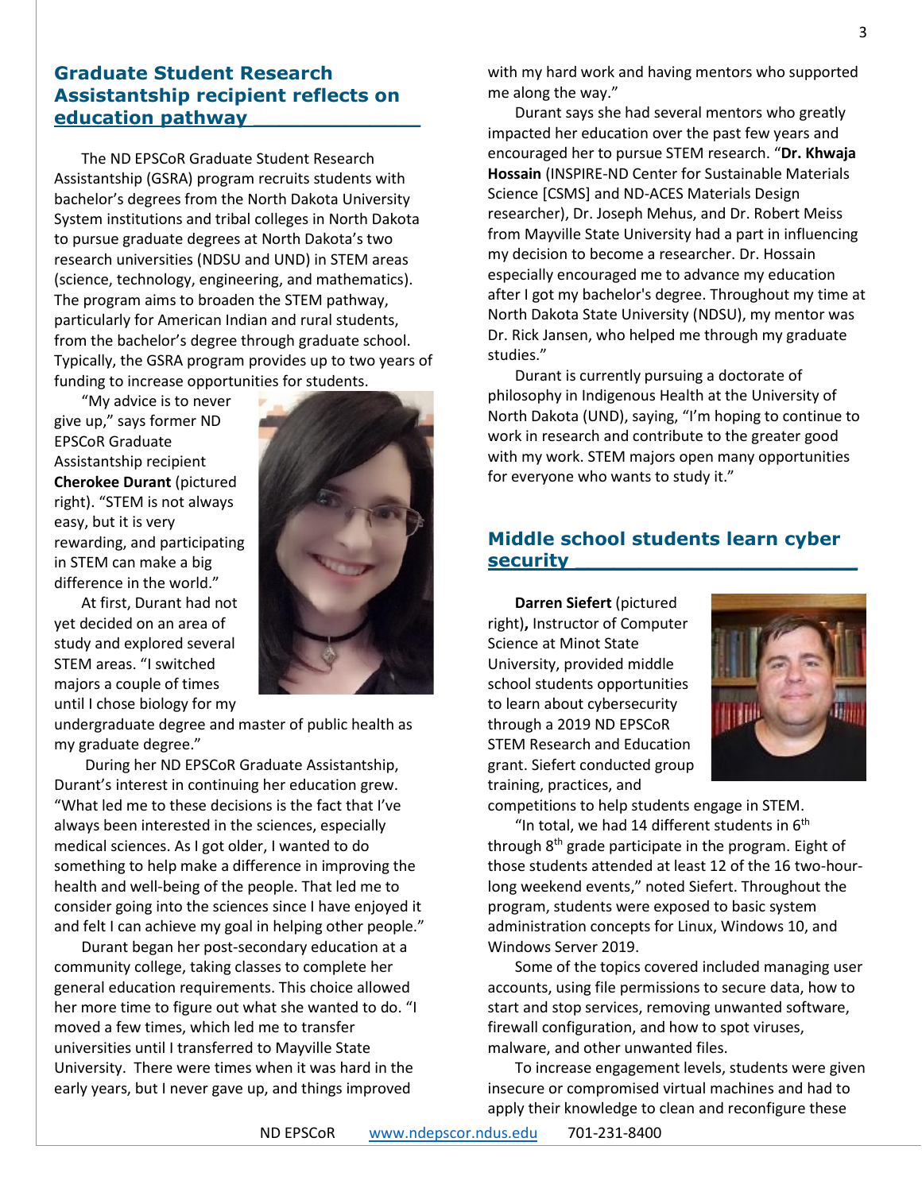## Graduate Student Research Assistantship recipient reflects on education pathway

The ND EPSCoR Graduate Student Research Assistantship (GSRA) program recruits students with bachelor's degrees from the North Dakota University System institutions and tribal colleges in North Dakota to pursue graduate degrees at North Dakota's two research universities (NDSU and UND) in STEM areas (science, technology, engineering, and mathematics). The program aims to broaden the STEM pathway, particularly for American Indian and rural students, from the bachelor's degree through graduate school. Typically, the GSRA program provides up to two years of funding to increase opportunities for students.

"My advice is to never give up," says former ND EPSCoR Graduate Assistantship recipient **Cherokee Durant** (pictured right). "STEM is not always easy, but it is very rewarding, and participating in STEM can make a big difference in the world."

At first, Durant had not yet decided on an area of study and explored several STEM areas. "I switched majors a couple of times until I chose biology for my undergraduate degree and master of public health as my graduate degree."

During her ND EPSCoR Graduate Assistantship, Durant's interest in continuing her education grew. "What led me to these decisions is the fact that I've always been interested in the sciences, especially medical sciences. As I got older, I wanted to do something to help make a difference in improving the health and well-being of the people. That led me to consider going into the sciences since I have enjoyed it and felt I can achieve my goal in helping other people."

Durant began her post-secondary education at a community college, taking classes to complete her general education requirements. This choice allowed her more time to figure out what she wanted to do. "I moved a few times, which led me to transfer universities until I transferred to Mayville State University. There were times when it was hard in the early years, but I never gave up, and things improved with my hard work and having mentors who supported me along the way."

Durant says she had several mentors who greatly impacted her education over the past few years and encouraged her to pursue STEM research. "**Dr. Khwaja Hossain** (INSPIRE-ND Center for Sustainable Materials Science [CSMS] and ND-ACES Materials Design researcher), Dr. Joseph Mehus, and Dr. Robert Meiss from Mayville State University had a part in influencing my decision to become a researcher. Dr. Hossain especially encouraged me to advance my education after I got my bachelor's degree. Throughout my time at North Dakota State University (NDSU), my mentor was Dr. Rick Jansen, who helped me through my graduate studies."

Durant is currently pursuing a doctorate of philosophy in Indigenous Health at the University of North Dakota (UND), saying, "I'm hoping to continue to work in research and contribute to the greater good with my work. STEM majors open many opportunities for everyone who wants to study it."

## Middle school students learn cyber security

**Darren Siefert** (pictured right)**,** Instructor of Computer Science at Minot State University, provided middle school students opportunities to learn about cybersecurity through a 2019 ND EPSCoR STEM Research and Education grant. Siefert conducted group training, practices, and competitions to help students engage in STEM.

"In total, we had 14 different students in 6th through 8th grade participate in the program. Eight of those students attended at least 12 of the 16 two-hour-long weekend events," noted Siefert. Throughout the program, students were exposed to basic system administration concepts for Linux, Windows 10, and Windows Server 2019.

Some of the topics covered included managing user accounts, using file permissions to secure data, how to start and stop services, removing unwanted software, firewall configuration, and how to spot viruses, malware, and other unwanted files.

To increase engagement levels, students were given insecure or compromised virtual machines and had to apply their knowledge to clean and reconfigure these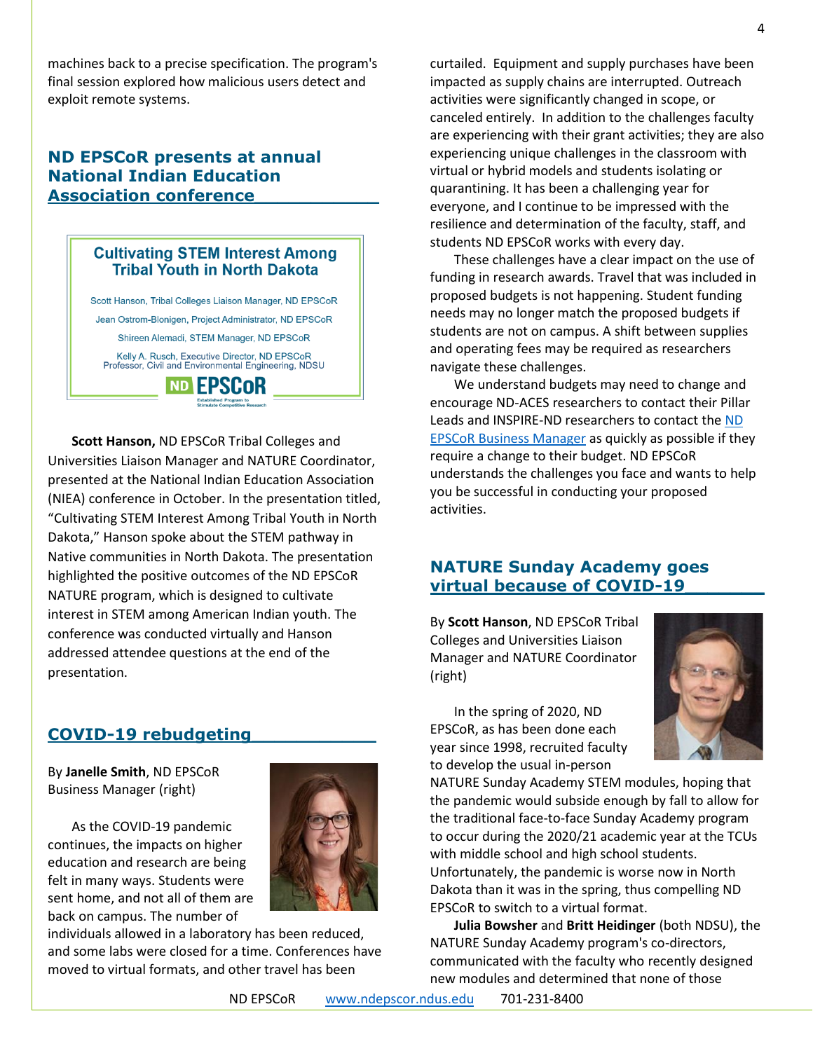machines back to a precise specification. The program's final session explored how malicious users detect and exploit remote systems.

## ND EPSCoR presents at annual National Indian Education Association conference

**Cultivating STEM Interest Among Tribal Youth in North Dakota**

Scott Hanson, Tribal Colleges Liaison Manager, ND EPSCoR

Jean Ostrom-Blonigen, Project Administrator, ND EPSCoR

Shireen Alemadi, STEM Manager, ND EPSCoR

Kelly A. Rusch, Executive Director, ND EPSCoR
Professor, Civil and Environmental Engineering, NDSU

ND EPSCoR
Established Program to Stimulate Competitive Research

**Scott Hanson,** ND EPSCoR Tribal Colleges and Universities Liaison Manager and NATURE Coordinator, presented at the National Indian Education Association (NIEA) conference in October. In the presentation titled, "Cultivating STEM Interest Among Tribal Youth in North Dakota," Hanson spoke about the STEM pathway in Native communities in North Dakota. The presentation highlighted the positive outcomes of the ND EPSCoR NATURE program, which is designed to cultivate interest in STEM among American Indian youth. The conference was conducted virtually and Hanson addressed attendee questions at the end of the presentation.

## COVID-19 rebudgeting

By **Janelle Smith**, ND EPSCoR Business Manager (right)

As the COVID-19 pandemic continues, the impacts on higher education and research are being felt in many ways. Students were sent home, and not all of them are back on campus. The number of individuals allowed in a laboratory has been reduced, and some labs were closed for a time. Conferences have moved to virtual formats, and other travel has been curtailed. Equipment and supply purchases have been impacted as supply chains are interrupted. Outreach activities were significantly changed in scope, or canceled entirely. In addition to the challenges faculty are experiencing with their grant activities; they are also experiencing unique challenges in the classroom with virtual or hybrid models and students isolating or quarantining. It has been a challenging year for everyone, and I continue to be impressed with the resilience and determination of the faculty, staff, and students ND EPSCoR works with every day.

These challenges have a clear impact on the use of funding in research awards. Travel that was included in proposed budgets is not happening. Student funding needs may no longer match the proposed budgets if students are not on campus. A shift between supplies and operating fees may be required as researchers navigate these challenges.

We understand budgets may need to change and encourage ND-ACES researchers to contact their Pillar Leads and INSPIRE-ND researchers to contact the ND EPSCoR Business Manager as quickly as possible if they require a change to their budget. ND EPSCoR understands the challenges you face and wants to help you be successful in conducting your proposed activities.

## NATURE Sunday Academy goes virtual because of COVID-19

By **Scott Hanson**, ND EPSCoR Tribal Colleges and Universities Liaison Manager and NATURE Coordinator (right)

In the spring of 2020, ND EPSCoR, as has been done each year since 1998, recruited faculty to develop the usual in-person NATURE Sunday Academy STEM modules, hoping that the pandemic would subside enough by fall to allow for the traditional face-to-face Sunday Academy program to occur during the 2020/21 academic year at the TCUs with middle school and high school students. Unfortunately, the pandemic is worse now in North Dakota than it was in the spring, thus compelling ND EPSCoR to switch to a virtual format.

**Julia Bowsher** and **Britt Heidinger** (both NDSU), the NATURE Sunday Academy program's co-directors, communicated with the faculty who recently designed new modules and determined that none of those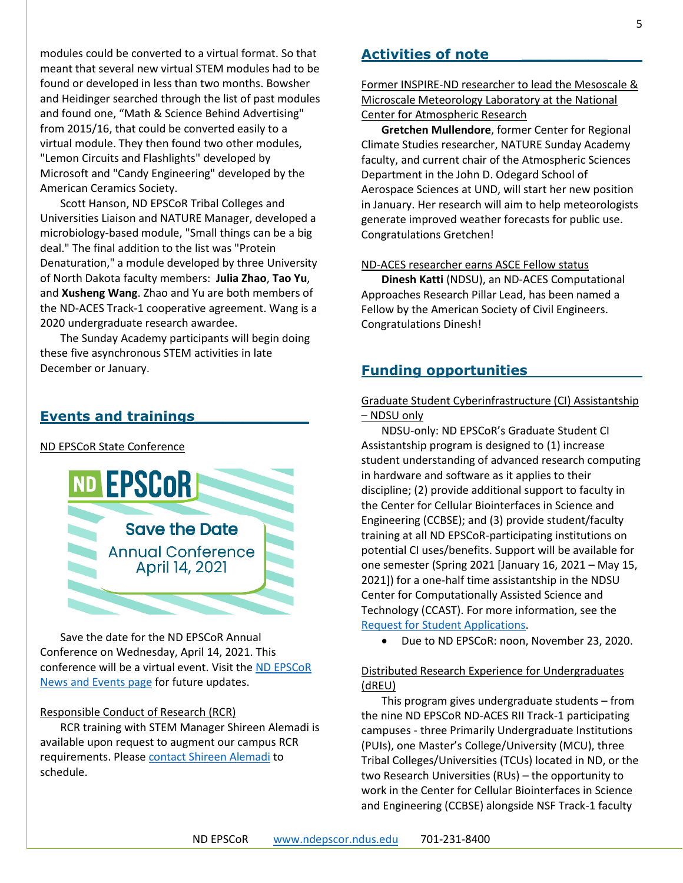modules could be converted to a virtual format. So that meant that several new virtual STEM modules had to be found or developed in less than two months. Bowsher and Heidinger searched through the list of past modules and found one, "Math & Science Behind Advertising" from 2015/16, that could be converted easily to a virtual module. They then found two other modules, "Lemon Circuits and Flashlights" developed by Microsoft and "Candy Engineering" developed by the American Ceramics Society.

Scott Hanson, ND EPSCoR Tribal Colleges and Universities Liaison and NATURE Manager, developed a microbiology-based module, "Small things can be a big deal." The final addition to the list was "Protein Denaturation," a module developed by three University of North Dakota faculty members: **Julia Zhao**, **Tao Yu**, and **Xusheng Wang**. Zhao and Yu are both members of the ND-ACES Track-1 cooperative agreement. Wang is a 2020 undergraduate research awardee.

The Sunday Academy participants will begin doing these five asynchronous STEM activities in late December or January.

## Events and trainings

ND EPSCoR State Conference

ND EPSCoR Save the Date Annual Conference April 14, 2021

Save the date for the ND EPSCoR Annual Conference on Wednesday, April 14, 2021. This conference will be a virtual event. Visit the ND EPSCoR News and Events page for future updates.

Responsible Conduct of Research (RCR)

RCR training with STEM Manager Shireen Alemadi is available upon request to augment our campus RCR requirements. Please contact Shireen Alemadi to schedule.

## Activities of note

Former INSPIRE-ND researcher to lead the Mesoscale & Microscale Meteorology Laboratory at the National Center for Atmospheric Research

**Gretchen Mullendore**, former Center for Regional Climate Studies researcher, NATURE Sunday Academy faculty, and current chair of the Atmospheric Sciences Department in the John D. Odegard School of Aerospace Sciences at UND, will start her new position in January. Her research will aim to help meteorologists generate improved weather forecasts for public use. Congratulations Gretchen!

ND-ACES researcher earns ASCE Fellow status

**Dinesh Katti** (NDSU), an ND-ACES Computational Approaches Research Pillar Lead, has been named a Fellow by the American Society of Civil Engineers. Congratulations Dinesh!

## Funding opportunities

Graduate Student Cyberinfrastructure (CI) Assistantship – NDSU only

NDSU-only: ND EPSCoR's Graduate Student CI Assistantship program is designed to (1) increase student understanding of advanced research computing in hardware and software as it applies to their discipline; (2) provide additional support to faculty in the Center for Cellular Biointerfaces in Science and Engineering (CCBSE); and (3) provide student/faculty training at all ND EPSCoR-participating institutions on potential CI uses/benefits. Support will be available for one semester (Spring 2021 [January 16, 2021 – May 15, 2021]) for a one-half time assistantship in the NDSU Center for Computationally Assisted Science and Technology (CCAST). For more information, see the Request for Student Applications.

- Due to ND EPSCoR: noon, November 23, 2020.

Distributed Research Experience for Undergraduates (dREU)

This program gives undergraduate students – from the nine ND EPSCoR ND-ACES RII Track-1 participating campuses - three Primarily Undergraduate Institutions (PUIs), one Master's College/University (MCU), three Tribal Colleges/Universities (TCUs) located in ND, or the two Research Universities (RUs) – the opportunity to work in the Center for Cellular Biointerfaces in Science and Engineering (CCBSE) alongside NSF Track-1 faculty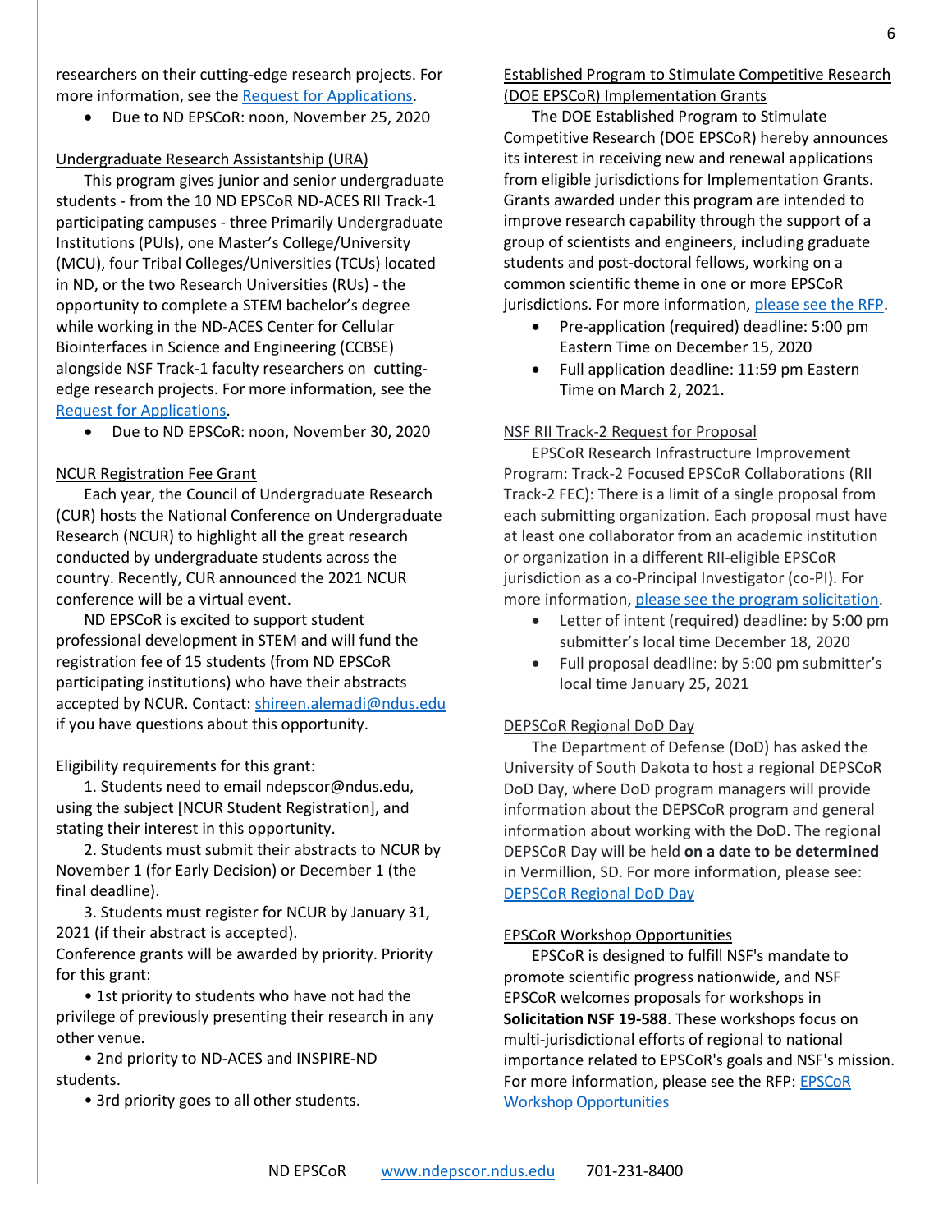researchers on their cutting-edge research projects. For more information, see the Request for Applications.

- Due to ND EPSCoR: noon, November 25, 2020

### Undergraduate Research Assistantship (URA)

This program gives junior and senior undergraduate students - from the 10 ND EPSCoR ND-ACES RII Track-1 participating campuses - three Primarily Undergraduate Institutions (PUIs), one Master's College/University (MCU), four Tribal Colleges/Universities (TCUs) located in ND, or the two Research Universities (RUs) - the opportunity to complete a STEM bachelor's degree while working in the ND-ACES Center for Cellular Biointerfaces in Science and Engineering (CCBSE) alongside NSF Track-1 faculty researchers on cutting-edge research projects. For more information, see the Request for Applications.

- Due to ND EPSCoR: noon, November 30, 2020

### NCUR Registration Fee Grant

Each year, the Council of Undergraduate Research (CUR) hosts the National Conference on Undergraduate Research (NCUR) to highlight all the great research conducted by undergraduate students across the country. Recently, CUR announced the 2021 NCUR conference will be a virtual event.

ND EPSCoR is excited to support student professional development in STEM and will fund the registration fee of 15 students (from ND EPSCoR participating institutions) who have their abstracts accepted by NCUR. Contact: shireen.alemadi@ndus.edu if you have questions about this opportunity.

Eligibility requirements for this grant:

1. Students need to email ndepscor@ndus.edu, using the subject [NCUR Student Registration], and stating their interest in this opportunity.
2. Students must submit their abstracts to NCUR by November 1 (for Early Decision) or December 1 (the final deadline).
3. Students must register for NCUR by January 31, 2021 (if their abstract is accepted).

Conference grants will be awarded by priority. Priority for this grant:

- 1st priority to students who have not had the privilege of previously presenting their research in any other venue.
- 2nd priority to ND-ACES and INSPIRE-ND students.
- 3rd priority goes to all other students.

### Established Program to Stimulate Competitive Research (DOE EPSCoR) Implementation Grants

The DOE Established Program to Stimulate Competitive Research (DOE EPSCoR) hereby announces its interest in receiving new and renewal applications from eligible jurisdictions for Implementation Grants. Grants awarded under this program are intended to improve research capability through the support of a group of scientists and engineers, including graduate students and post-doctoral fellows, working on a common scientific theme in one or more EPSCoR jurisdictions. For more information, please see the RFP.

- Pre-application (required) deadline: 5:00 pm Eastern Time on December 15, 2020
- Full application deadline: 11:59 pm Eastern Time on March 2, 2021.

### NSF RII Track-2 Request for Proposal

EPSCoR Research Infrastructure Improvement Program: Track-2 Focused EPSCoR Collaborations (RII Track-2 FEC): There is a limit of a single proposal from each submitting organization. Each proposal must have at least one collaborator from an academic institution or organization in a different RII-eligible EPSCoR jurisdiction as a co-Principal Investigator (co-PI). For more information, please see the program solicitation.

- Letter of intent (required) deadline: by 5:00 pm submitter's local time December 18, 2020
- Full proposal deadline: by 5:00 pm submitter's local time January 25, 2021

### DEPSCoR Regional DoD Day

The Department of Defense (DoD) has asked the University of South Dakota to host a regional DEPSCoR DoD Day, where DoD program managers will provide information about the DEPSCoR program and general information about working with the DoD. The regional DEPSCoR Day will be held **on a date to be determined** in Vermillion, SD. For more information, please see: DEPSCoR Regional DoD Day

### EPSCoR Workshop Opportunities

EPSCoR is designed to fulfill NSF's mandate to promote scientific progress nationwide, and NSF EPSCoR welcomes proposals for workshops in **Solicitation NSF 19-588**. These workshops focus on multi-jurisdictional efforts of regional to national importance related to EPSCoR's goals and NSF's mission. For more information, please see the RFP: EPSCoR Workshop Opportunities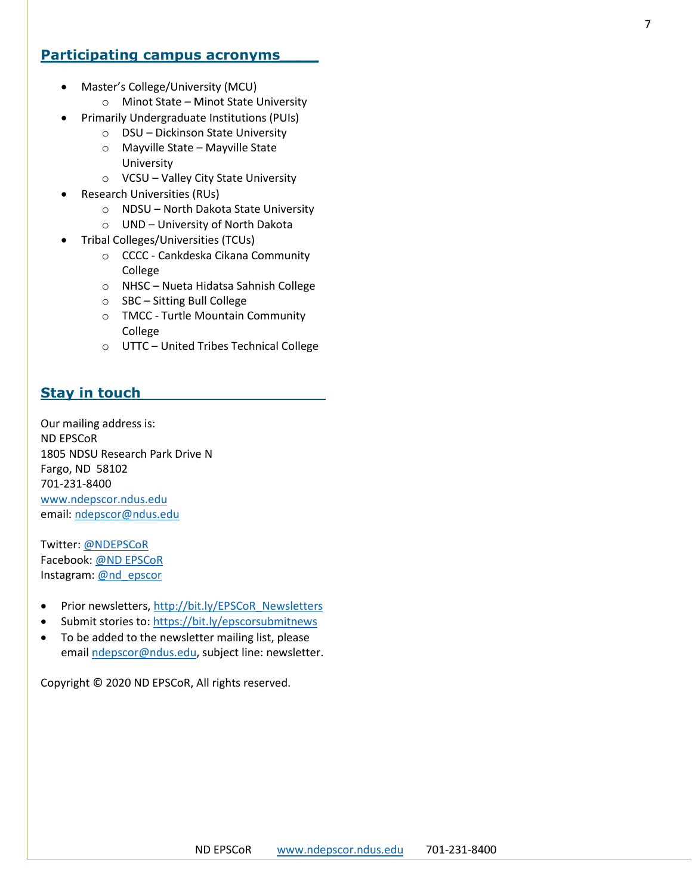## Participating campus acronyms

- Master's College/University (MCU)
    - Minot State – Minot State University
- Primarily Undergraduate Institutions (PUIs)
    - DSU – Dickinson State University
    - Mayville State – Mayville State University
    - VCSU – Valley City State University
- Research Universities (RUs)
    - NDSU – North Dakota State University
    - UND – University of North Dakota
- Tribal Colleges/Universities (TCUs)
    - CCCC - Cankdeska Cikana Community College
    - NHSC – Nueta Hidatsa Sahnish College
    - SBC – Sitting Bull College
    - TMCC - Turtle Mountain Community College
    - UTTC – United Tribes Technical College

## Stay in touch

Our mailing address is:
ND EPSCoR
1805 NDSU Research Park Drive N
Fargo, ND 58102
701-231-8400
www.ndepscor.ndus.edu
email: ndepscor@ndus.edu

Twitter: @NDEPSCoR
Facebook: @ND EPSCoR
Instagram: @nd_epscor

- Prior newsletters, http://bit.ly/EPSCoR_Newsletters
- Submit stories to: https://bit.ly/epscorsubmitnews
- To be added to the newsletter mailing list, please email ndepscor@ndus.edu, subject line: newsletter.

Copyright © 2020 ND EPSCoR, All rights reserved.